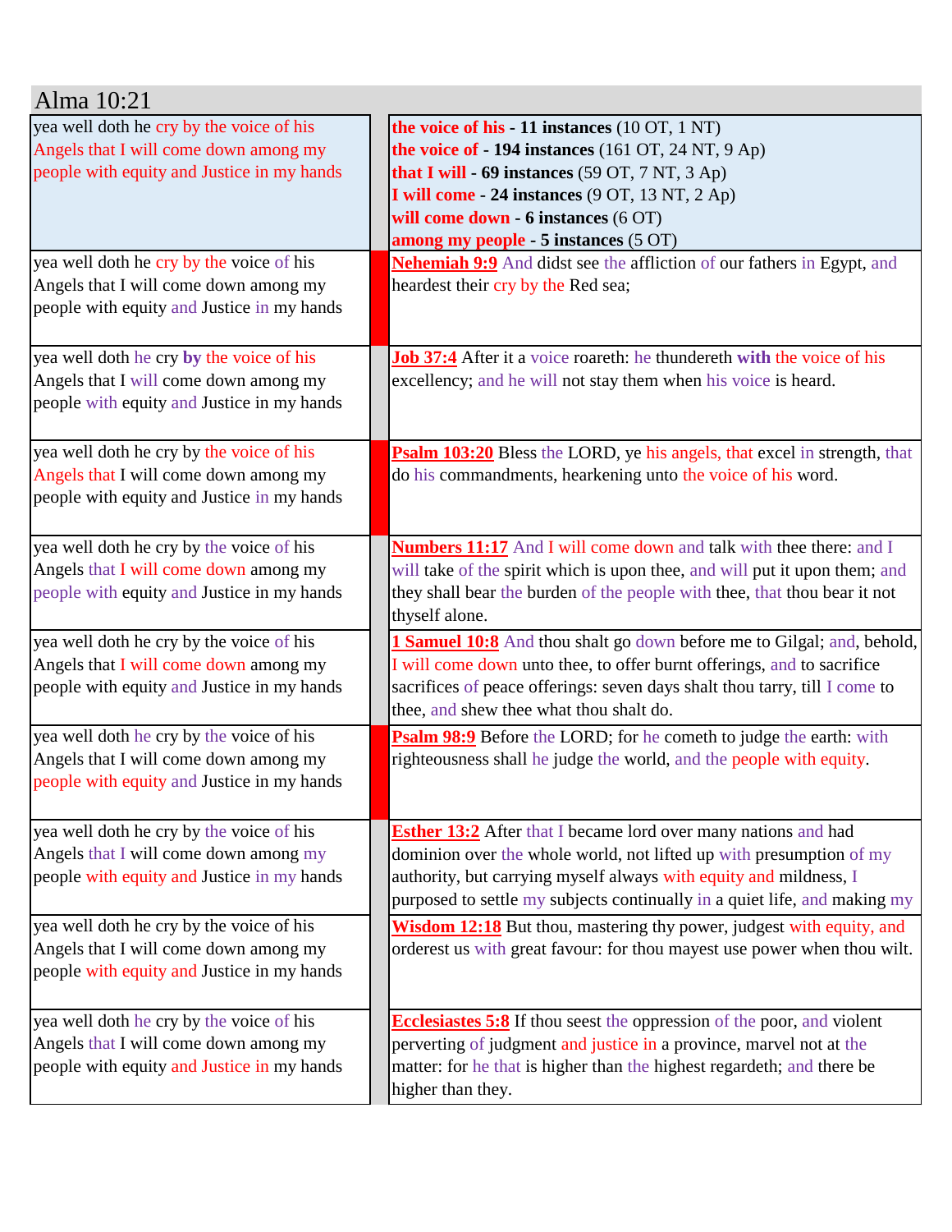## Alma 10:21

| | | |
|---|---|---|
| yea well doth he cry by the voice of his Angels that I will come down among my people with equity and Justice in my hands | | **the voice of his - 11 instances** (10 OT, 1 NT)<br>**the voice of - 194 instances** (161 OT, 24 NT, 9 Ap)<br>**that I will - 69 instances** (59 OT, 7 NT, 3 Ap)<br>**I will come - 24 instances** (9 OT, 13 NT, 2 Ap)<br>**will come down - 6 instances** (6 OT)<br>**among my people - 5 instances** (5 OT) |
| yea well doth he cry by the voice of his Angels that I will come down among my people with equity and Justice in my hands | | **Nehemiah 9:9** And didst see the affliction of our fathers in Egypt, and heardest their cry by the Red sea; |
| yea well doth he cry by the voice of his Angels that I will come down among my people with equity and Justice in my hands | | **Job 37:4** After it a voice roareth: he thundereth **with** the voice of his excellency; and he will not stay them when his voice is heard. |
| yea well doth he cry by the voice of his Angels that I will come down among my people with equity and Justice in my hands | | **Psalm 103:20** Bless the LORD, ye his angels, that excel in strength, that do his commandments, hearkening unto the voice of his word. |
| yea well doth he cry by the voice of his Angels that I will come down among my people with equity and Justice in my hands | | **Numbers 11:17** And I will come down and talk with thee there: and I will take of the spirit which is upon thee, and will put it upon them; and they shall bear the burden of the people with thee, that thou bear it not thyself alone. |
| yea well doth he cry by the voice of his Angels that I will come down among my people with equity and Justice in my hands | | **1 Samuel 10:8** And thou shalt go down before me to Gilgal; and, behold, I will come down unto thee, to offer burnt offerings, and to sacrifice sacrifices of peace offerings: seven days shalt thou tarry, till I come to thee, and shew thee what thou shalt do. |
| yea well doth he cry by the voice of his Angels that I will come down among my people with equity and Justice in my hands | | **Psalm 98:9** Before the LORD; for he cometh to judge the earth: with righteousness shall he judge the world, and the people with equity. |
| yea well doth he cry by the voice of his Angels that I will come down among my people with equity and Justice in my hands | | **Esther 13:2** After that I became lord over many nations and had dominion over the whole world, not lifted up with presumption of my authority, but carrying myself always with equity and mildness, I purposed to settle my subjects continually in a quiet life, and making my |
| yea well doth he cry by the voice of his Angels that I will come down among my people with equity and Justice in my hands | | **Wisdom 12:18** But thou, mastering thy power, judgest with equity, and orderest us with great favour: for thou mayest use power when thou wilt. |
| yea well doth he cry by the voice of his Angels that I will come down among my people with equity and Justice in my hands | | **Ecclesiastes 5:8** If thou seest the oppression of the poor, and violent perverting of judgment and justice in a province, marvel not at the matter: for he that is higher than the highest regardeth; and there be higher than they. |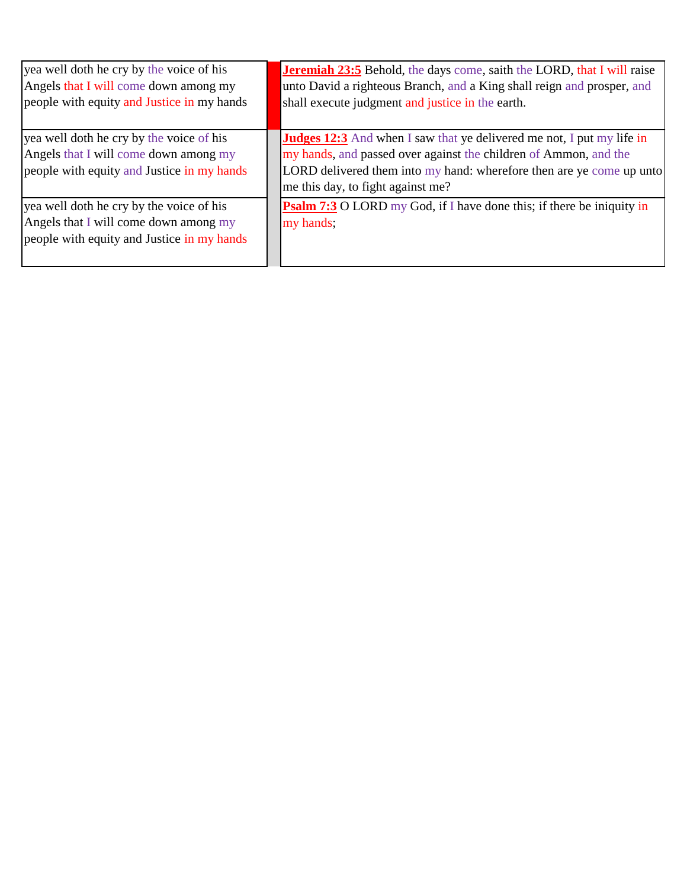| | | |
|---|---|---|
| yea well doth he cry by the voice of his Angels that I will come down among my people with equity and Justice in my hands | | **Jeremiah 23:5** Behold, the days come, saith the LORD, that I will raise unto David a righteous Branch, and a King shall reign and prosper, and shall execute judgment and justice in the earth. |
| yea well doth he cry by the voice of his Angels that I will come down among my people with equity and Justice in my hands | | **Judges 12:3** And when I saw that ye delivered me not, I put my life in my hands, and passed over against the children of Ammon, and the LORD delivered them into my hand: wherefore then are ye come up unto me this day, to fight against me? |
| yea well doth he cry by the voice of his Angels that I will come down among my people with equity and Justice in my hands | | **Psalm 7:3** O LORD my God, if I have done this; if there be iniquity in my hands; |